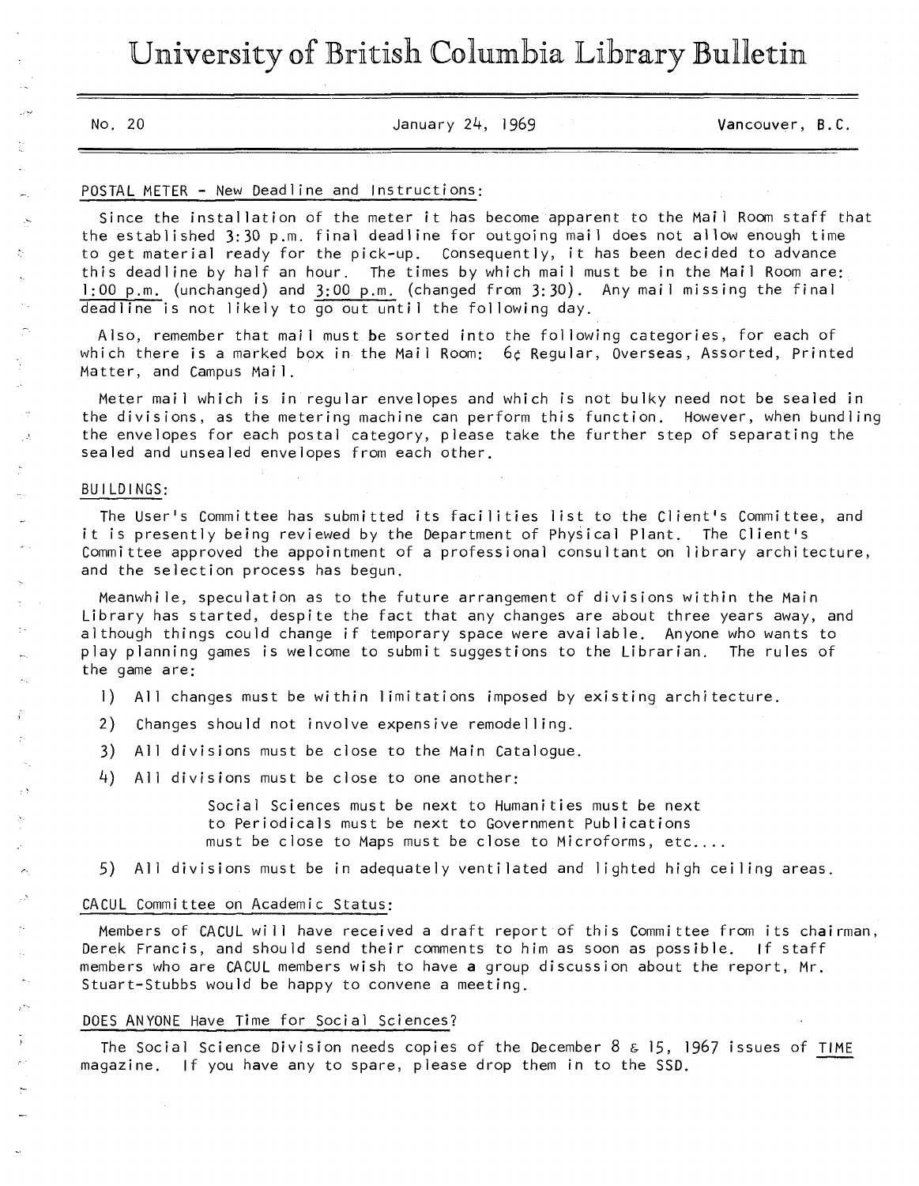# University of British Columbia Library Bulletin

No. 20 January 24, 1969 Vancouver, B.C.

---

POSTAL METER - New Deadline and Instructions:

Since the installation of the meter it has become apparent to the Mail Room staff that the established 3:30 p.m. final deadline for outgoing mail does not allow enough time to get material ready for the pick-up. Consequently, it has been decided to advance this deadline by half an hour. The times by which mail must be in the Mail Room are: 1:00 p.m. (unchanged) and 3:00 p.m. (changed from 3:30). Any mail missing the final deadline is not likely to go out until the following day.

Also, remember that mail must be sorted into the following categories, for each of which there is a marked box in the Mail Room: 6¢ Regular, Overseas, Assorted, Printed Matter, and Campus Mail.

Meter mail which is in regular envelopes and which is not bulky need not be sealed in the divisions, as the metering machine can perform this function. However, when bundling the envelopes for each postal category, please take the further step of separating the sealed and unsealed envelopes from each other.

BUILDINGS:

The User's Committee has submitted its facilities list to the Client's Committee, and it is presently being reviewed by the Department of Physical Plant. The Client's Committee approved the appointment of a professional consultant on library architecture, and the selection process has begun.

Meanwhile, speculation as to the future arrangement of divisions within the Main Library has started, despite the fact that any changes are about three years away, and although things could change if temporary space were available. Anyone who wants to play planning games is welcome to submit suggestions to the Librarian. The rules of the game are:

1) All changes must be within limitations imposed by existing architecture.

2) Changes should not involve expensive remodelling.

3) All divisions must be close to the Main Catalogue.

4) All divisions must be close to one another:

   Social Sciences must be next to Humanities must be next to Periodicals must be next to Government Publications must be close to Maps must be close to Microforms, etc....

5) All divisions must be in adequately ventilated and lighted high ceiling areas.

CACUL Committee on Academic Status:

Members of CACUL will have received a draft report of this Committee from its chairman, Derek Francis, and should send their comments to him as soon as possible. If staff members who are CACUL members wish to have a group discussion about the report, Mr. Stuart-Stubbs would be happy to convene a meeting.

DOES ANYONE Have Time for Social Sciences?

The Social Science Division needs copies of the December 8 & 15, 1967 issues of TIME magazine. If you have any to spare, please drop them in to the SSD.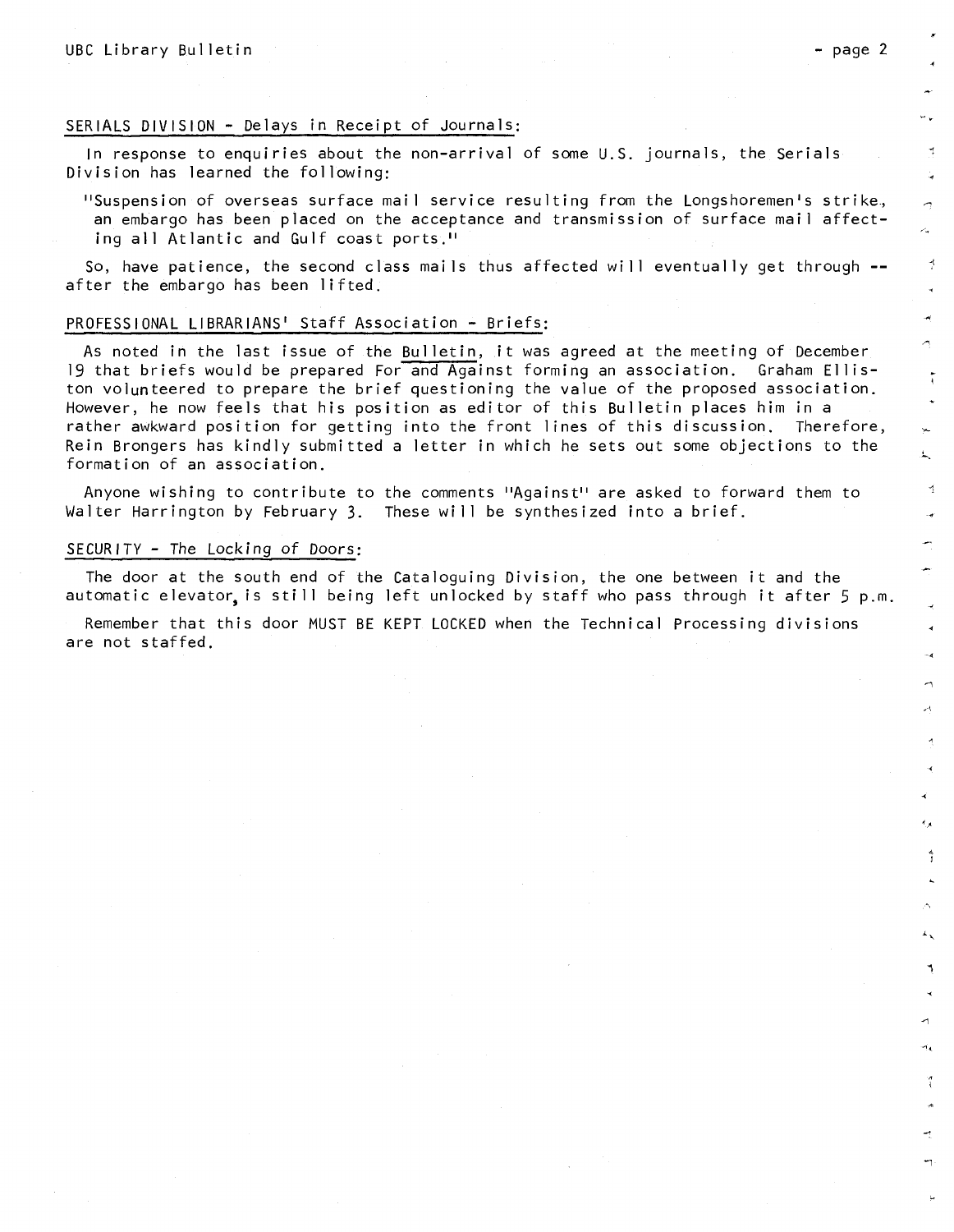## SERIALS DIVISION - Delays in Receipt of Journals:

In response to enquiries about the non-arrival of some U.S. journals, the Serials Division has learned the following:

> "Suspension of overseas surface mail service resulting from the Longshoremen's strike, an embargo has been placed on the acceptance and transmission of surface mail affecting all Atlantic and Gulf coast ports."

So, have patience, the second class mails thus affected will eventually get through -- after the embargo has been lifted.

## PROFESSIONAL LIBRARIANS' Staff Association - Briefs:

As noted in the last issue of the Bulletin, it was agreed at the meeting of December 19 that briefs would be prepared For and Against forming an association. Graham Elliston volunteered to prepare the brief questioning the value of the proposed association. However, he now feels that his position as editor of this Bulletin places him in a rather awkward position for getting into the front lines of this discussion. Therefore, Rein Brongers has kindly submitted a letter in which he sets out some objections to the formation of an association.

Anyone wishing to contribute to the comments "Against" are asked to forward them to Walter Harrington by February 3. These will be synthesized into a brief.

## SECURITY - The Locking of Doors:

The door at the south end of the Cataloguing Division, the one between it and the automatic elevator, is still being left unlocked by staff who pass through it after 5 p.m.

Remember that this door MUST BE KEPT LOCKED when the Technical Processing divisions are not staffed.